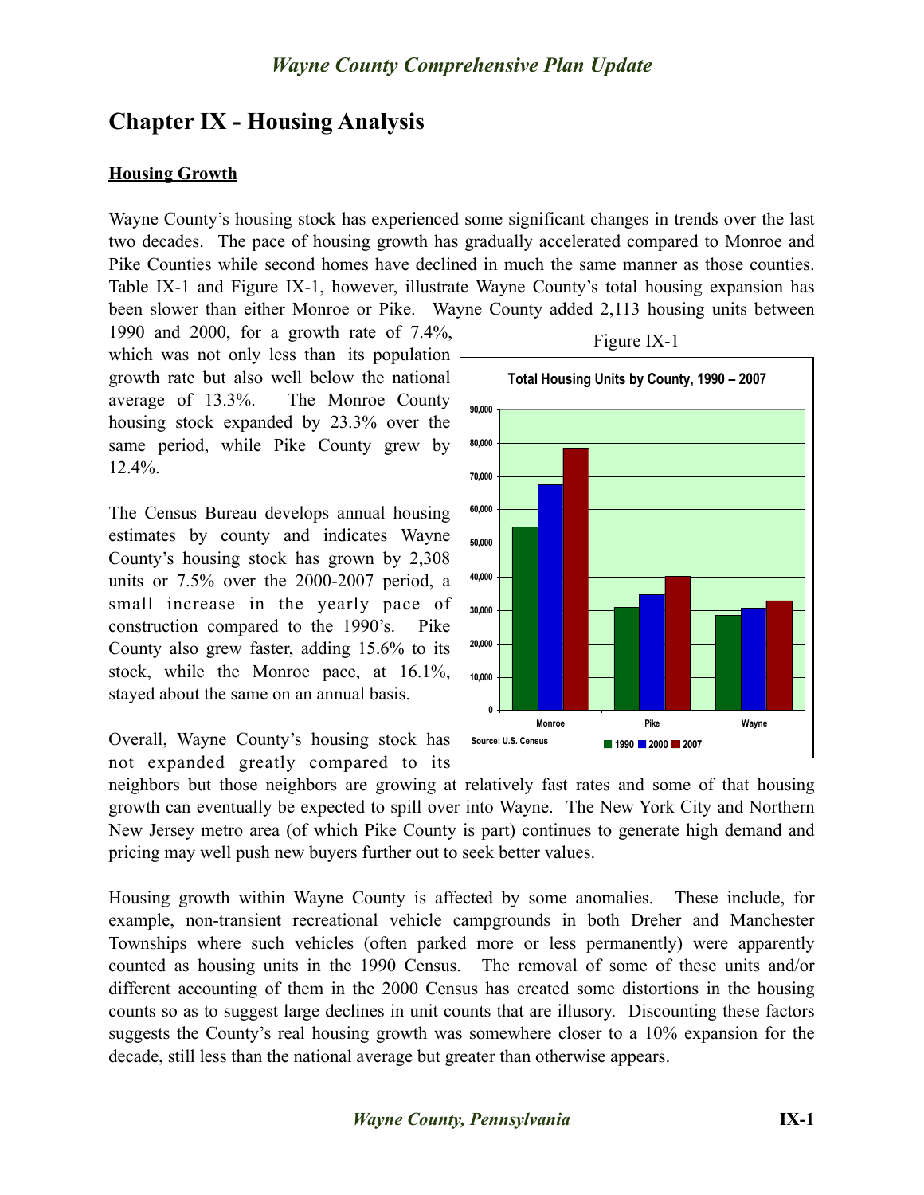# Chapter IX - Housing Analysis

## Housing Growth

Wayne County's housing stock has experienced some significant changes in trends over the last two decades. The pace of housing growth has gradually accelerated compared to Monroe and Pike Counties while second homes have declined in much the same manner as those counties. Table IX-1 and Figure IX-1, however, illustrate Wayne County's total housing expansion has been slower than either Monroe or Pike. Wayne County added 2,113 housing units between 1990 and 2000, for a growth rate of 7.4%, which was not only less than its population growth rate but also well below the national average of 13.3%. The Monroe County housing stock expanded by 23.3% over the same period, while Pike County grew by 12.4%.

Figure IX-1

**Total Housing Units by County, 1990 – 2007**

Source: U.S. Census

The Census Bureau develops annual housing estimates by county and indicates Wayne County's housing stock has grown by 2,308 units or 7.5% over the 2000-2007 period, a small increase in the yearly pace of construction compared to the 1990's. Pike County also grew faster, adding 15.6% to its stock, while the Monroe pace, at 16.1%, stayed about the same on an annual basis.

Overall, Wayne County's housing stock has not expanded greatly compared to its neighbors but those neighbors are growing at relatively fast rates and some of that housing growth can eventually be expected to spill over into Wayne. The New York City and Northern New Jersey metro area (of which Pike County is part) continues to generate high demand and pricing may well push new buyers further out to seek better values.

Housing growth within Wayne County is affected by some anomalies. These include, for example, non-transient recreational vehicle campgrounds in both Dreher and Manchester Townships where such vehicles (often parked more or less permanently) were apparently counted as housing units in the 1990 Census. The removal of some of these units and/or different accounting of them in the 2000 Census has created some distortions in the housing counts so as to suggest large declines in unit counts that are illusory. Discounting these factors suggests the County's real housing growth was somewhere closer to a 10% expansion for the decade, still less than the national average but greater than otherwise appears.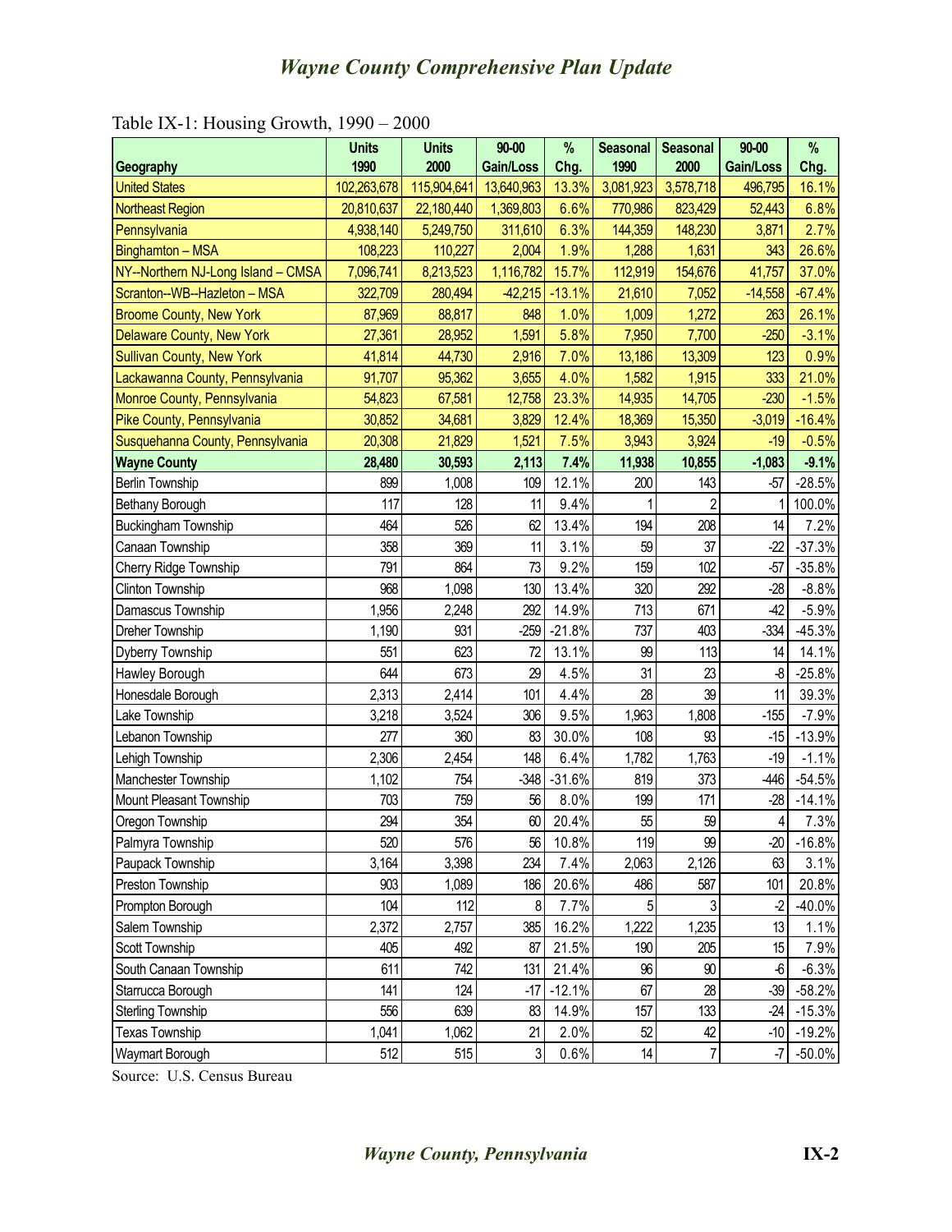Table IX-1: Housing Growth, 1990 – 2000

| Geography | Units 1990 | Units 2000 | 90-00 Gain/Loss | % Chg. | Seasonal 1990 | Seasonal 2000 | 90-00 Gain/Loss | % Chg. |
|---|---|---|---|---|---|---|---|---|
| United States | 102,263,678 | 115,904,641 | 13,640,963 | 13.3% | 3,081,923 | 3,578,718 | 496,795 | 16.1% |
| Northeast Region | 20,810,637 | 22,180,440 | 1,369,803 | 6.6% | 770,986 | 823,429 | 52,443 | 6.8% |
| Pennsylvania | 4,938,140 | 5,249,750 | 311,610 | 6.3% | 144,359 | 148,230 | 3,871 | 2.7% |
| Binghamton – MSA | 108,223 | 110,227 | 2,004 | 1.9% | 1,288 | 1,631 | 343 | 26.6% |
| NY--Northern NJ-Long Island – CMSA | 7,096,741 | 8,213,523 | 1,116,782 | 15.7% | 112,919 | 154,676 | 41,757 | 37.0% |
| Scranton--WB--Hazleton – MSA | 322,709 | 280,494 | -42,215 | -13.1% | 21,610 | 7,052 | -14,558 | -67.4% |
| Broome County, New York | 87,969 | 88,817 | 848 | 1.0% | 1,009 | 1,272 | 263 | 26.1% |
| Delaware County, New York | 27,361 | 28,952 | 1,591 | 5.8% | 7,950 | 7,700 | -250 | -3.1% |
| Sullivan County, New York | 41,814 | 44,730 | 2,916 | 7.0% | 13,186 | 13,309 | 123 | 0.9% |
| Lackawanna County, Pennsylvania | 91,707 | 95,362 | 3,655 | 4.0% | 1,582 | 1,915 | 333 | 21.0% |
| Monroe County, Pennsylvania | 54,823 | 67,581 | 12,758 | 23.3% | 14,935 | 14,705 | -230 | -1.5% |
| Pike County, Pennsylvania | 30,852 | 34,681 | 3,829 | 12.4% | 18,369 | 15,350 | -3,019 | -16.4% |
| Susquehanna County, Pennsylvania | 20,308 | 21,829 | 1,521 | 7.5% | 3,943 | 3,924 | -19 | -0.5% |
| **Wayne County** | **28,480** | **30,593** | **2,113** | **7.4%** | **11,938** | **10,855** | **-1,083** | **-9.1%** |
| Berlin Township | 899 | 1,008 | 109 | 12.1% | 200 | 143 | -57 | -28.5% |
| Bethany Borough | 117 | 128 | 11 | 9.4% | 1 | 2 | 1 | 100.0% |
| Buckingham Township | 464 | 526 | 62 | 13.4% | 194 | 208 | 14 | 7.2% |
| Canaan Township | 358 | 369 | 11 | 3.1% | 59 | 37 | -22 | -37.3% |
| Cherry Ridge Township | 791 | 864 | 73 | 9.2% | 159 | 102 | -57 | -35.8% |
| Clinton Township | 968 | 1,098 | 130 | 13.4% | 320 | 292 | -28 | -8.8% |
| Damascus Township | 1,956 | 2,248 | 292 | 14.9% | 713 | 671 | -42 | -5.9% |
| Dreher Township | 1,190 | 931 | -259 | -21.8% | 737 | 403 | -334 | -45.3% |
| Dyberry Township | 551 | 623 | 72 | 13.1% | 99 | 113 | 14 | 14.1% |
| Hawley Borough | 644 | 673 | 29 | 4.5% | 31 | 23 | -8 | -25.8% |
| Honesdale Borough | 2,313 | 2,414 | 101 | 4.4% | 28 | 39 | 11 | 39.3% |
| Lake Township | 3,218 | 3,524 | 306 | 9.5% | 1,963 | 1,808 | -155 | -7.9% |
| Lebanon Township | 277 | 360 | 83 | 30.0% | 108 | 93 | -15 | -13.9% |
| Lehigh Township | 2,306 | 2,454 | 148 | 6.4% | 1,782 | 1,763 | -19 | -1.1% |
| Manchester Township | 1,102 | 754 | -348 | -31.6% | 819 | 373 | -446 | -54.5% |
| Mount Pleasant Township | 703 | 759 | 56 | 8.0% | 199 | 171 | -28 | -14.1% |
| Oregon Township | 294 | 354 | 60 | 20.4% | 55 | 59 | 4 | 7.3% |
| Palmyra Township | 520 | 576 | 56 | 10.8% | 119 | 99 | -20 | -16.8% |
| Paupack Township | 3,164 | 3,398 | 234 | 7.4% | 2,063 | 2,126 | 63 | 3.1% |
| Preston Township | 903 | 1,089 | 186 | 20.6% | 486 | 587 | 101 | 20.8% |
| Prompton Borough | 104 | 112 | 8 | 7.7% | 5 | 3 | -2 | -40.0% |
| Salem Township | 2,372 | 2,757 | 385 | 16.2% | 1,222 | 1,235 | 13 | 1.1% |
| Scott Township | 405 | 492 | 87 | 21.5% | 190 | 205 | 15 | 7.9% |
| South Canaan Township | 611 | 742 | 131 | 21.4% | 96 | 90 | -6 | -6.3% |
| Starrucca Borough | 141 | 124 | -17 | -12.1% | 67 | 28 | -39 | -58.2% |
| Sterling Township | 556 | 639 | 83 | 14.9% | 157 | 133 | -24 | -15.3% |
| Texas Township | 1,041 | 1,062 | 21 | 2.0% | 52 | 42 | -10 | -19.2% |
| Waymart Borough | 512 | 515 | 3 | 0.6% | 14 | 7 | -7 | -50.0% |

Source: U.S. Census Bureau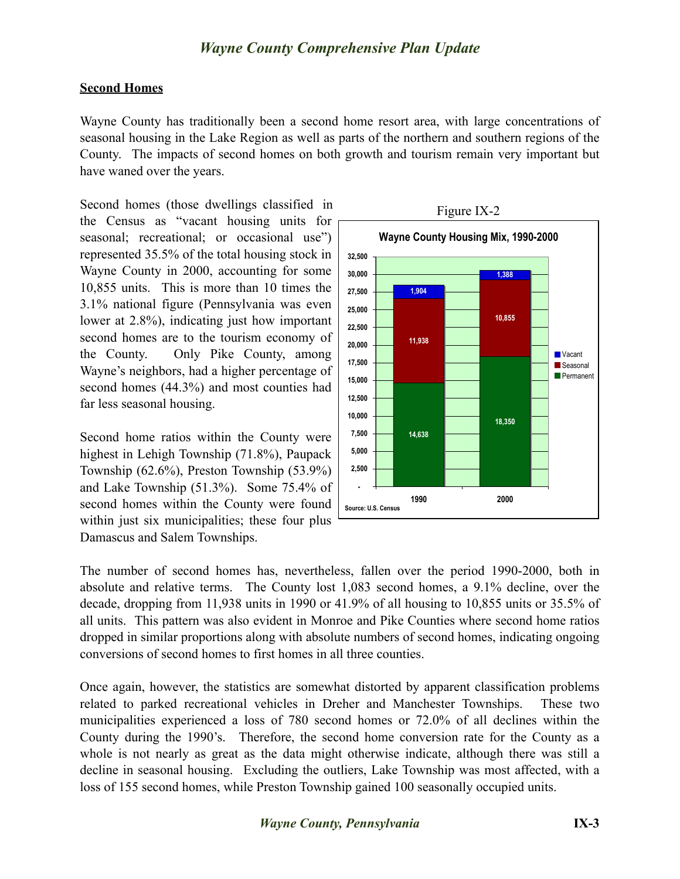## Second Homes

Wayne County has traditionally been a second home resort area, with large concentrations of seasonal housing in the Lake Region as well as parts of the northern and southern regions of the County. The impacts of second homes on both growth and tourism remain very important but have waned over the years.

Second homes (those dwellings classified in the Census as "vacant housing units for seasonal; recreational; or occasional use") represented 35.5% of the total housing stock in Wayne County in 2000, accounting for some 10,855 units. This is more than 10 times the 3.1% national figure (Pennsylvania was even lower at 2.8%), indicating just how important second homes are to the tourism economy of the County. Only Pike County, among Wayne's neighbors, had a higher percentage of second homes (44.3%) and most counties had far less seasonal housing.

Second home ratios within the County were highest in Lehigh Township (71.8%), Paupack Township (62.6%), Preston Township (53.9%) and Lake Township (51.3%). Some 75.4% of second homes within the County were found within just six municipalities; these four plus Damascus and Salem Townships.

Figure IX-2

**Wayne County Housing Mix, 1990-2000**

| | 1990 | 2000 |
|---|---|---|
| Vacant | 1,904 | 1,388 |
| Seasonal | 11,938 | 10,855 |
| Permanent | 14,638 | 18,350 |

Source: U.S. Census

The number of second homes has, nevertheless, fallen over the period 1990-2000, both in absolute and relative terms. The County lost 1,083 second homes, a 9.1% decline, over the decade, dropping from 11,938 units in 1990 or 41.9% of all housing to 10,855 units or 35.5% of all units. This pattern was also evident in Monroe and Pike Counties where second home ratios dropped in similar proportions along with absolute numbers of second homes, indicating ongoing conversions of second homes to first homes in all three counties.

Once again, however, the statistics are somewhat distorted by apparent classification problems related to parked recreational vehicles in Dreher and Manchester Townships. These two municipalities experienced a loss of 780 second homes or 72.0% of all declines within the County during the 1990's. Therefore, the second home conversion rate for the County as a whole is not nearly as great as the data might otherwise indicate, although there was still a decline in seasonal housing. Excluding the outliers, Lake Township was most affected, with a loss of 155 second homes, while Preston Township gained 100 seasonally occupied units.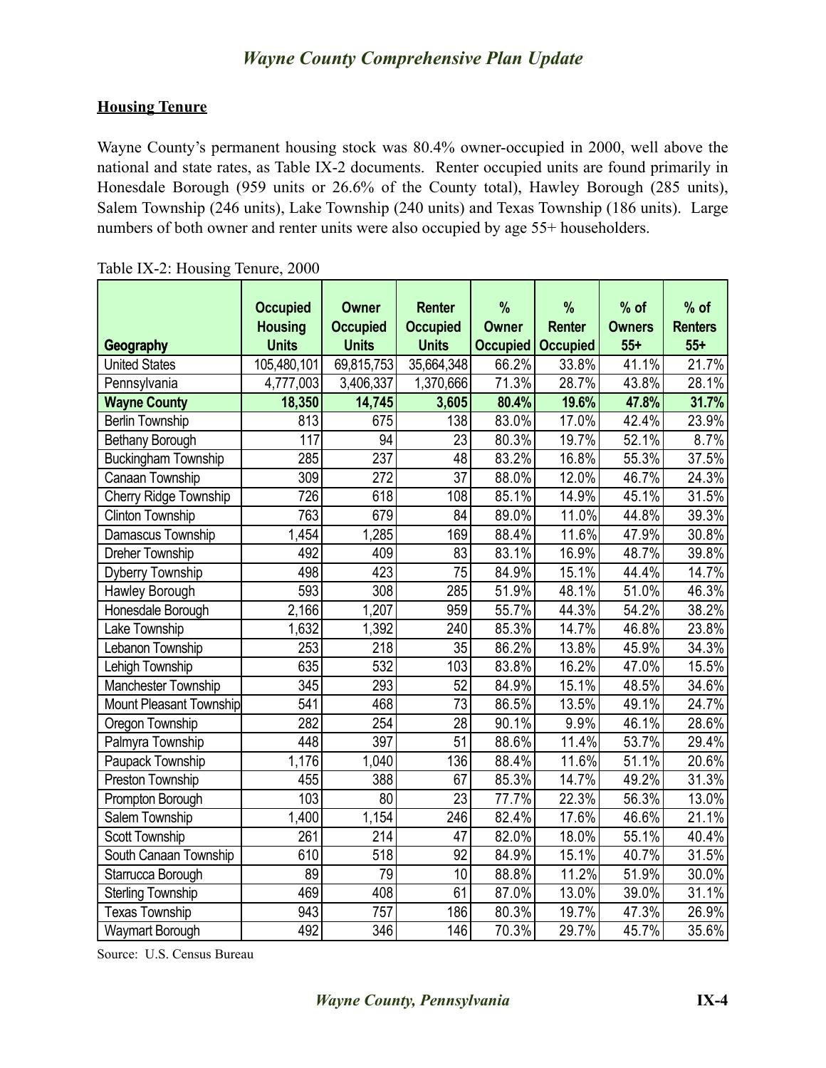## Housing Tenure

Wayne County's permanent housing stock was 80.4% owner-occupied in 2000, well above the national and state rates, as Table IX-2 documents. Renter occupied units are found primarily in Honesdale Borough (959 units or 26.6% of the County total), Hawley Borough (285 units), Salem Township (246 units), Lake Township (240 units) and Texas Township (186 units). Large numbers of both owner and renter units were also occupied by age 55+ householders.

Table IX-2: Housing Tenure, 2000

| Geography | Occupied Housing Units | Owner Occupied Units | Renter Occupied Units | % Owner Occupied | % Renter Occupied | % of Owners 55+ | % of Renters 55+ |
|---|---|---|---|---|---|---|---|
| United States | 105,480,101 | 69,815,753 | 35,664,348 | 66.2% | 33.8% | 41.1% | 21.7% |
| Pennsylvania | 4,777,003 | 3,406,337 | 1,370,666 | 71.3% | 28.7% | 43.8% | 28.1% |
| **Wayne County** | **18,350** | **14,745** | **3,605** | **80.4%** | **19.6%** | **47.8%** | **31.7%** |
| Berlin Township | 813 | 675 | 138 | 83.0% | 17.0% | 42.4% | 23.9% |
| Bethany Borough | 117 | 94 | 23 | 80.3% | 19.7% | 52.1% | 8.7% |
| Buckingham Township | 285 | 237 | 48 | 83.2% | 16.8% | 55.3% | 37.5% |
| Canaan Township | 309 | 272 | 37 | 88.0% | 12.0% | 46.7% | 24.3% |
| Cherry Ridge Township | 726 | 618 | 108 | 85.1% | 14.9% | 45.1% | 31.5% |
| Clinton Township | 763 | 679 | 84 | 89.0% | 11.0% | 44.8% | 39.3% |
| Damascus Township | 1,454 | 1,285 | 169 | 88.4% | 11.6% | 47.9% | 30.8% |
| Dreher Township | 492 | 409 | 83 | 83.1% | 16.9% | 48.7% | 39.8% |
| Dyberry Township | 498 | 423 | 75 | 84.9% | 15.1% | 44.4% | 14.7% |
| Hawley Borough | 593 | 308 | 285 | 51.9% | 48.1% | 51.0% | 46.3% |
| Honesdale Borough | 2,166 | 1,207 | 959 | 55.7% | 44.3% | 54.2% | 38.2% |
| Lake Township | 1,632 | 1,392 | 240 | 85.3% | 14.7% | 46.8% | 23.8% |
| Lebanon Township | 253 | 218 | 35 | 86.2% | 13.8% | 45.9% | 34.3% |
| Lehigh Township | 635 | 532 | 103 | 83.8% | 16.2% | 47.0% | 15.5% |
| Manchester Township | 345 | 293 | 52 | 84.9% | 15.1% | 48.5% | 34.6% |
| Mount Pleasant Township | 541 | 468 | 73 | 86.5% | 13.5% | 49.1% | 24.7% |
| Oregon Township | 282 | 254 | 28 | 90.1% | 9.9% | 46.1% | 28.6% |
| Palmyra Township | 448 | 397 | 51 | 88.6% | 11.4% | 53.7% | 29.4% |
| Paupack Township | 1,176 | 1,040 | 136 | 88.4% | 11.6% | 51.1% | 20.6% |
| Preston Township | 455 | 388 | 67 | 85.3% | 14.7% | 49.2% | 31.3% |
| Prompton Borough | 103 | 80 | 23 | 77.7% | 22.3% | 56.3% | 13.0% |
| Salem Township | 1,400 | 1,154 | 246 | 82.4% | 17.6% | 46.6% | 21.1% |
| Scott Township | 261 | 214 | 47 | 82.0% | 18.0% | 55.1% | 40.4% |
| South Canaan Township | 610 | 518 | 92 | 84.9% | 15.1% | 40.7% | 31.5% |
| Starrucca Borough | 89 | 79 | 10 | 88.8% | 11.2% | 51.9% | 30.0% |
| Sterling Township | 469 | 408 | 61 | 87.0% | 13.0% | 39.0% | 31.1% |
| Texas Township | 943 | 757 | 186 | 80.3% | 19.7% | 47.3% | 26.9% |
| Waymart Borough | 492 | 346 | 146 | 70.3% | 29.7% | 45.7% | 35.6% |

Source: U.S. Census Bureau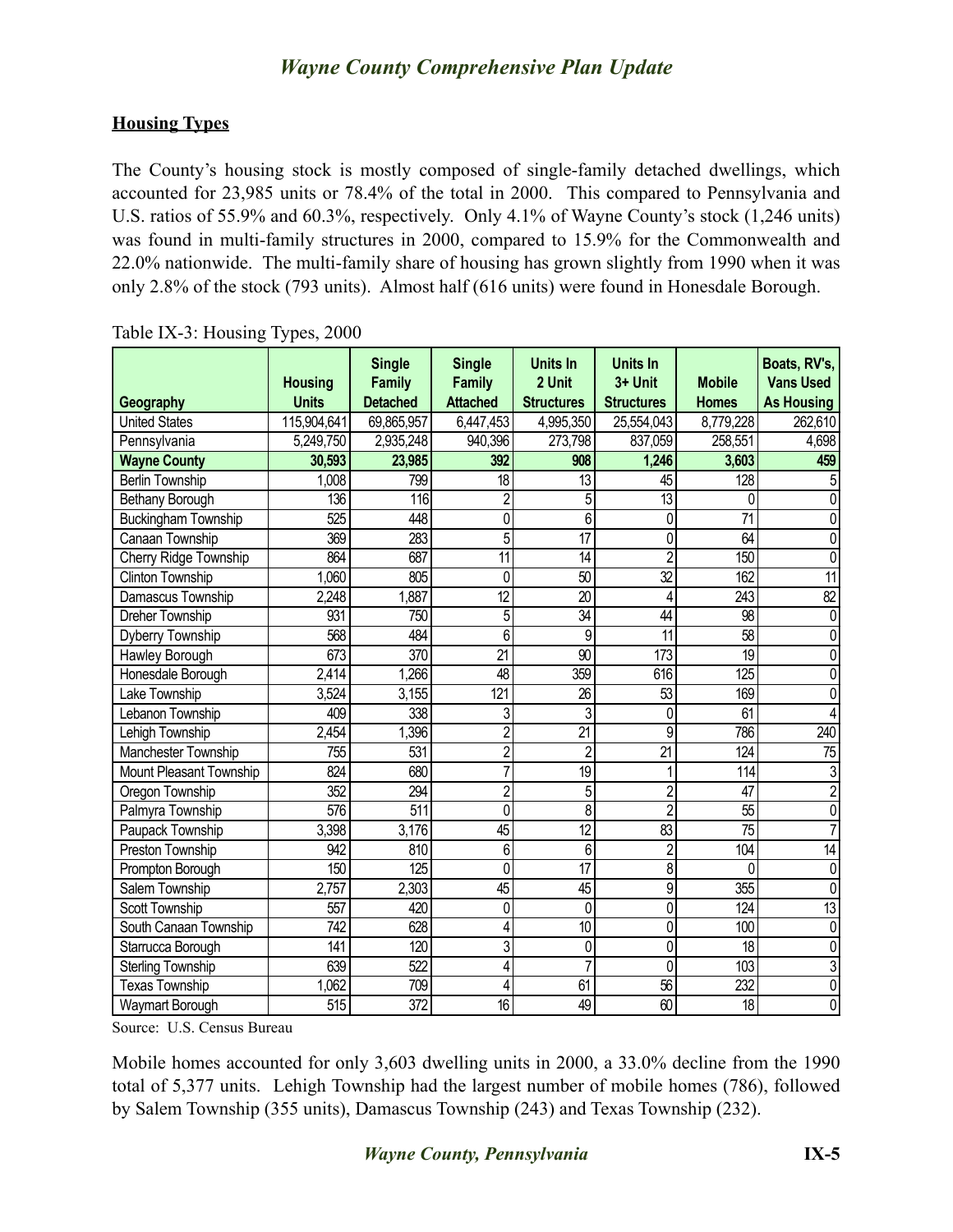## Housing Types

The County's housing stock is mostly composed of single-family detached dwellings, which accounted for 23,985 units or 78.4% of the total in 2000. This compared to Pennsylvania and U.S. ratios of 55.9% and 60.3%, respectively. Only 4.1% of Wayne County's stock (1,246 units) was found in multi-family structures in 2000, compared to 15.9% for the Commonwealth and 22.0% nationwide. The multi-family share of housing has grown slightly from 1990 when it was only 2.8% of the stock (793 units). Almost half (616 units) were found in Honesdale Borough.

Table IX-3: Housing Types, 2000

| Geography | Housing Units | Single Family Detached | Single Family Attached | Units In 2 Unit Structures | Units In 3+ Unit Structures | Mobile Homes | Boats, RV's, Vans Used As Housing |
|---|---|---|---|---|---|---|---|
| United States | 115,904,641 | 69,865,957 | 6,447,453 | 4,995,350 | 25,554,043 | 8,779,228 | 262,610 |
| Pennsylvania | 5,249,750 | 2,935,248 | 940,396 | 273,798 | 837,059 | 258,551 | 4,698 |
| **Wayne County** | **30,593** | **23,985** | **392** | **908** | **1,246** | **3,603** | **459** |
| Berlin Township | 1,008 | 799 | 18 | 13 | 45 | 128 | 5 |
| Bethany Borough | 136 | 116 | 2 | 5 | 13 | 0 | 0 |
| Buckingham Township | 525 | 448 | 0 | 6 | 0 | 71 | 0 |
| Canaan Township | 369 | 283 | 5 | 17 | 0 | 64 | 0 |
| Cherry Ridge Township | 864 | 687 | 11 | 14 | 2 | 150 | 0 |
| Clinton Township | 1,060 | 805 | 0 | 50 | 32 | 162 | 11 |
| Damascus Township | 2,248 | 1,887 | 12 | 20 | 4 | 243 | 82 |
| Dreher Township | 931 | 750 | 5 | 34 | 44 | 98 | 0 |
| Dyberry Township | 568 | 484 | 6 | 9 | 11 | 58 | 0 |
| Hawley Borough | 673 | 370 | 21 | 90 | 173 | 19 | 0 |
| Honesdale Borough | 2,414 | 1,266 | 48 | 359 | 616 | 125 | 0 |
| Lake Township | 3,524 | 3,155 | 121 | 26 | 53 | 169 | 0 |
| Lebanon Township | 409 | 338 | 3 | 3 | 0 | 61 | 4 |
| Lehigh Township | 2,454 | 1,396 | 2 | 21 | 9 | 786 | 240 |
| Manchester Township | 755 | 531 | 2 | 2 | 21 | 124 | 75 |
| Mount Pleasant Township | 824 | 680 | 7 | 19 | 1 | 114 | 3 |
| Oregon Township | 352 | 294 | 2 | 5 | 2 | 47 | 2 |
| Palmyra Township | 576 | 511 | 0 | 8 | 2 | 55 | 0 |
| Paupack Township | 3,398 | 3,176 | 45 | 12 | 83 | 75 | 7 |
| Preston Township | 942 | 810 | 6 | 6 | 2 | 104 | 14 |
| Prompton Borough | 150 | 125 | 0 | 17 | 8 | 0 | 0 |
| Salem Township | 2,757 | 2,303 | 45 | 45 | 9 | 355 | 0 |
| Scott Township | 557 | 420 | 0 | 0 | 0 | 124 | 13 |
| South Canaan Township | 742 | 628 | 4 | 10 | 0 | 100 | 0 |
| Starrucca Borough | 141 | 120 | 3 | 0 | 0 | 18 | 0 |
| Sterling Township | 639 | 522 | 4 | 7 | 0 | 103 | 3 |
| Texas Township | 1,062 | 709 | 4 | 61 | 56 | 232 | 0 |
| Waymart Borough | 515 | 372 | 16 | 49 | 60 | 18 | 0 |

Source: U.S. Census Bureau

Mobile homes accounted for only 3,603 dwelling units in 2000, a 33.0% decline from the 1990 total of 5,377 units. Lehigh Township had the largest number of mobile homes (786), followed by Salem Township (355 units), Damascus Township (243) and Texas Township (232).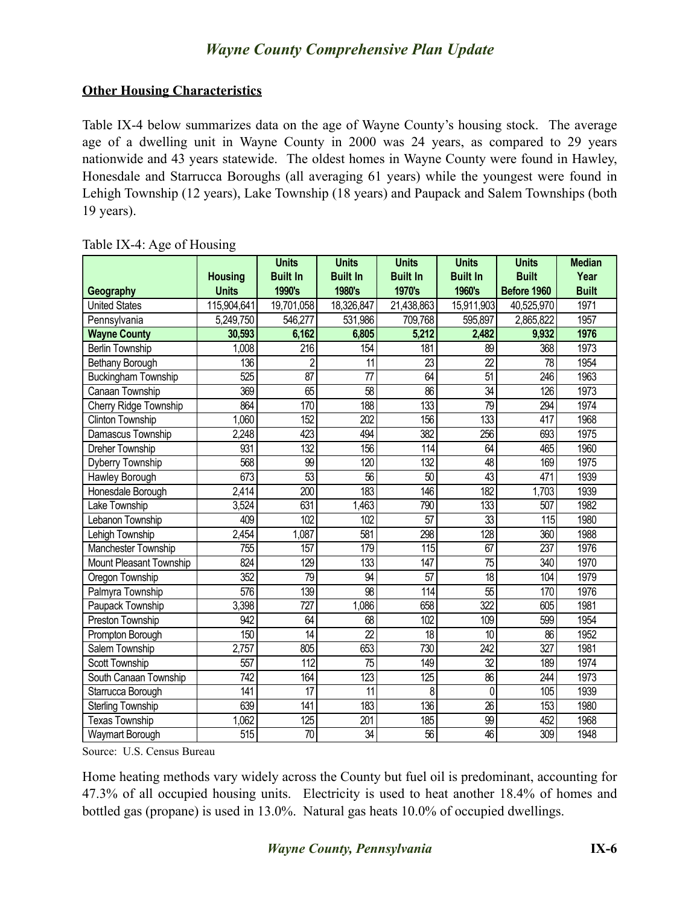## Other Housing Characteristics

Table IX-4 below summarizes data on the age of Wayne County's housing stock. The average age of a dwelling unit in Wayne County in 2000 was 24 years, as compared to 29 years nationwide and 43 years statewide. The oldest homes in Wayne County were found in Hawley, Honesdale and Starrucca Boroughs (all averaging 61 years) while the youngest were found in Lehigh Township (12 years), Lake Township (18 years) and Paupack and Salem Townships (both 19 years).

Table IX-4: Age of Housing

| Geography | Housing Units | Units Built In 1990's | Units Built In 1980's | Units Built In 1970's | Units Built In 1960's | Units Built Before 1960 | Median Year Built |
|---|---|---|---|---|---|---|---|
| United States | 115,904,641 | 19,701,058 | 18,326,847 | 21,438,863 | 15,911,903 | 40,525,970 | 1971 |
| Pennsylvania | 5,249,750 | 546,277 | 531,986 | 709,768 | 595,897 | 2,865,822 | 1957 |
| **Wayne County** | **30,593** | **6,162** | **6,805** | **5,212** | **2,482** | **9,932** | **1976** |
| Berlin Township | 1,008 | 216 | 154 | 181 | 89 | 368 | 1973 |
| Bethany Borough | 136 | 2 | 11 | 23 | 22 | 78 | 1954 |
| Buckingham Township | 525 | 87 | 77 | 64 | 51 | 246 | 1963 |
| Canaan Township | 369 | 65 | 58 | 86 | 34 | 126 | 1973 |
| Cherry Ridge Township | 864 | 170 | 188 | 133 | 79 | 294 | 1974 |
| Clinton Township | 1,060 | 152 | 202 | 156 | 133 | 417 | 1968 |
| Damascus Township | 2,248 | 423 | 494 | 382 | 256 | 693 | 1975 |
| Dreher Township | 931 | 132 | 156 | 114 | 64 | 465 | 1960 |
| Dyberry Township | 568 | 99 | 120 | 132 | 48 | 169 | 1975 |
| Hawley Borough | 673 | 53 | 56 | 50 | 43 | 471 | 1939 |
| Honesdale Borough | 2,414 | 200 | 183 | 146 | 182 | 1,703 | 1939 |
| Lake Township | 3,524 | 631 | 1,463 | 790 | 133 | 507 | 1982 |
| Lebanon Township | 409 | 102 | 102 | 57 | 33 | 115 | 1980 |
| Lehigh Township | 2,454 | 1,087 | 581 | 298 | 128 | 360 | 1988 |
| Manchester Township | 755 | 157 | 179 | 115 | 67 | 237 | 1976 |
| Mount Pleasant Township | 824 | 129 | 133 | 147 | 75 | 340 | 1970 |
| Oregon Township | 352 | 79 | 94 | 57 | 18 | 104 | 1979 |
| Palmyra Township | 576 | 139 | 98 | 114 | 55 | 170 | 1976 |
| Paupack Township | 3,398 | 727 | 1,086 | 658 | 322 | 605 | 1981 |
| Preston Township | 942 | 64 | 68 | 102 | 109 | 599 | 1954 |
| Prompton Borough | 150 | 14 | 22 | 18 | 10 | 86 | 1952 |
| Salem Township | 2,757 | 805 | 653 | 730 | 242 | 327 | 1981 |
| Scott Township | 557 | 112 | 75 | 149 | 32 | 189 | 1974 |
| South Canaan Township | 742 | 164 | 123 | 125 | 86 | 244 | 1973 |
| Starrucca Borough | 141 | 17 | 11 | 8 | 0 | 105 | 1939 |
| Sterling Township | 639 | 141 | 183 | 136 | 26 | 153 | 1980 |
| Texas Township | 1,062 | 125 | 201 | 185 | 99 | 452 | 1968 |
| Waymart Borough | 515 | 70 | 34 | 56 | 46 | 309 | 1948 |

Source: U.S. Census Bureau

Home heating methods vary widely across the County but fuel oil is predominant, accounting for 47.3% of all occupied housing units. Electricity is used to heat another 18.4% of homes and bottled gas (propane) is used in 13.0%. Natural gas heats 10.0% of occupied dwellings.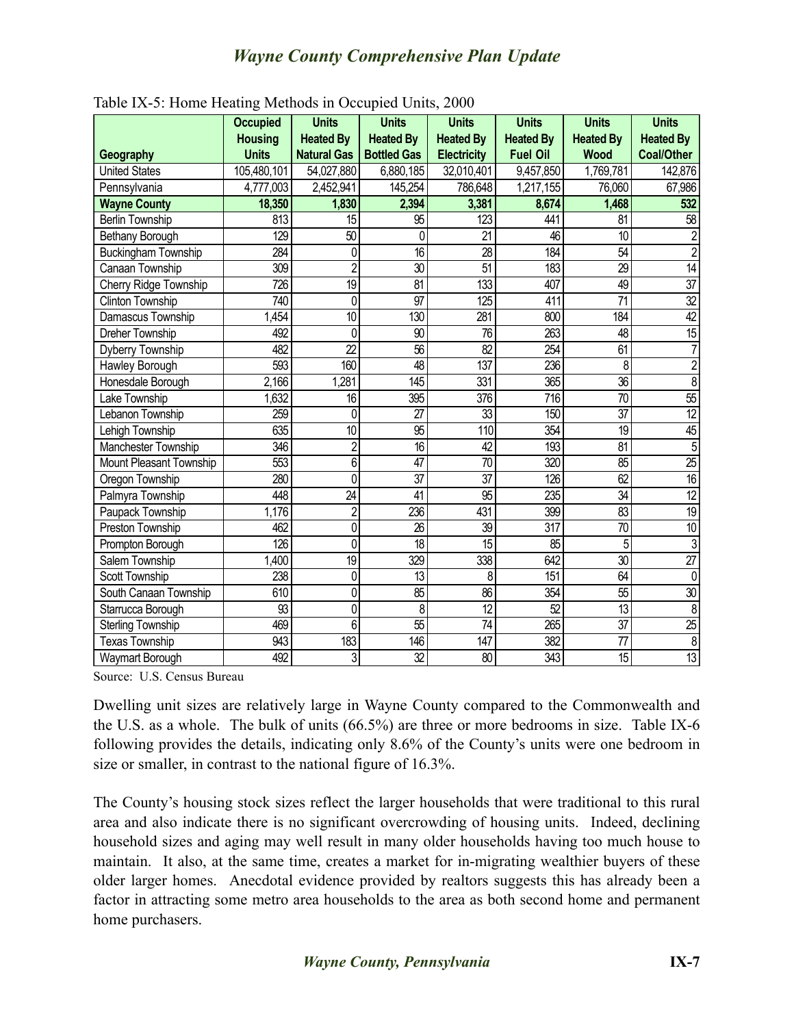Table IX-5: Home Heating Methods in Occupied Units, 2000

| Geography | Occupied Housing Units | Units Heated By Natural Gas | Units Heated By Bottled Gas | Units Heated By Electricity | Units Heated By Fuel Oil | Units Heated By Wood | Units Heated By Coal/Other |
|---|---|---|---|---|---|---|---|
| United States | 105,480,101 | 54,027,880 | 6,880,185 | 32,010,401 | 9,457,850 | 1,769,781 | 142,876 |
| Pennsylvania | 4,777,003 | 2,452,941 | 145,254 | 786,648 | 1,217,155 | 76,060 | 67,986 |
| **Wayne County** | **18,350** | **1,830** | **2,394** | **3,381** | **8,674** | **1,468** | **532** |
| Berlin Township | 813 | 15 | 95 | 123 | 441 | 81 | 58 |
| Bethany Borough | 129 | 50 | 0 | 21 | 46 | 10 | 2 |
| Buckingham Township | 284 | 0 | 16 | 28 | 184 | 54 | 2 |
| Canaan Township | 309 | 2 | 30 | 51 | 183 | 29 | 14 |
| Cherry Ridge Township | 726 | 19 | 81 | 133 | 407 | 49 | 37 |
| Clinton Township | 740 | 0 | 97 | 125 | 411 | 71 | 32 |
| Damascus Township | 1,454 | 10 | 130 | 281 | 800 | 184 | 42 |
| Dreher Township | 492 | 0 | 90 | 76 | 263 | 48 | 15 |
| Dyberry Township | 482 | 22 | 56 | 82 | 254 | 61 | 7 |
| Hawley Borough | 593 | 160 | 48 | 137 | 236 | 8 | 2 |
| Honesdale Borough | 2,166 | 1,281 | 145 | 331 | 365 | 36 | 8 |
| Lake Township | 1,632 | 16 | 395 | 376 | 716 | 70 | 55 |
| Lebanon Township | 259 | 0 | 27 | 33 | 150 | 37 | 12 |
| Lehigh Township | 635 | 10 | 95 | 110 | 354 | 19 | 45 |
| Manchester Township | 346 | 2 | 16 | 42 | 193 | 81 | 5 |
| Mount Pleasant Township | 553 | 6 | 47 | 70 | 320 | 85 | 25 |
| Oregon Township | 280 | 0 | 37 | 37 | 126 | 62 | 16 |
| Palmyra Township | 448 | 24 | 41 | 95 | 235 | 34 | 12 |
| Paupack Township | 1,176 | 2 | 236 | 431 | 399 | 83 | 19 |
| Preston Township | 462 | 0 | 26 | 39 | 317 | 70 | 10 |
| Prompton Borough | 126 | 0 | 18 | 15 | 85 | 5 | 3 |
| Salem Township | 1,400 | 19 | 329 | 338 | 642 | 30 | 27 |
| Scott Township | 238 | 0 | 13 | 8 | 151 | 64 | 0 |
| South Canaan Township | 610 | 0 | 85 | 86 | 354 | 55 | 30 |
| Starrucca Borough | 93 | 0 | 8 | 12 | 52 | 13 | 8 |
| Sterling Township | 469 | 6 | 55 | 74 | 265 | 37 | 25 |
| Texas Township | 943 | 183 | 146 | 147 | 382 | 77 | 8 |
| Waymart Borough | 492 | 3 | 32 | 80 | 343 | 15 | 13 |

Source: U.S. Census Bureau

Dwelling unit sizes are relatively large in Wayne County compared to the Commonwealth and the U.S. as a whole. The bulk of units (66.5%) are three or more bedrooms in size. Table IX-6 following provides the details, indicating only 8.6% of the County's units were one bedroom in size or smaller, in contrast to the national figure of 16.3%.

The County's housing stock sizes reflect the larger households that were traditional to this rural area and also indicate there is no significant overcrowding of housing units. Indeed, declining household sizes and aging may well result in many older households having too much house to maintain. It also, at the same time, creates a market for in-migrating wealthier buyers of these older larger homes. Anecdotal evidence provided by realtors suggests this has already been a factor in attracting some metro area households to the area as both second home and permanent home purchasers.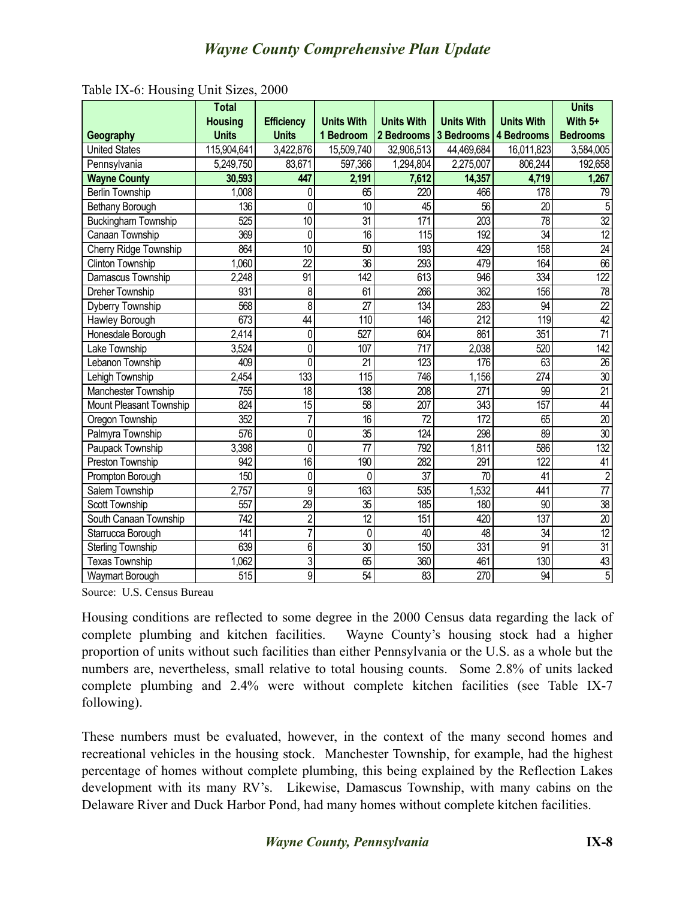Table IX-6: Housing Unit Sizes, 2000

| Geography | Total Housing Units | Efficiency Units | Units With 1 Bedroom | Units With 2 Bedrooms | Units With 3 Bedrooms | Units With 4 Bedrooms | Units With 5+ Bedrooms |
|---|---|---|---|---|---|---|---|
| United States | 115,904,641 | 3,422,876 | 15,509,740 | 32,906,513 | 44,469,684 | 16,011,823 | 3,584,005 |
| Pennsylvania | 5,249,750 | 83,671 | 597,366 | 1,294,804 | 2,275,007 | 806,244 | 192,658 |
| **Wayne County** | **30,593** | **447** | **2,191** | **7,612** | **14,357** | **4,719** | **1,267** |
| Berlin Township | 1,008 | 0 | 65 | 220 | 466 | 178 | 79 |
| Bethany Borough | 136 | 0 | 10 | 45 | 56 | 20 | 5 |
| Buckingham Township | 525 | 10 | 31 | 171 | 203 | 78 | 32 |
| Canaan Township | 369 | 0 | 16 | 115 | 192 | 34 | 12 |
| Cherry Ridge Township | 864 | 10 | 50 | 193 | 429 | 158 | 24 |
| Clinton Township | 1,060 | 22 | 36 | 293 | 479 | 164 | 66 |
| Damascus Township | 2,248 | 91 | 142 | 613 | 946 | 334 | 122 |
| Dreher Township | 931 | 8 | 61 | 266 | 362 | 156 | 78 |
| Dyberry Township | 568 | 8 | 27 | 134 | 283 | 94 | 22 |
| Hawley Borough | 673 | 44 | 110 | 146 | 212 | 119 | 42 |
| Honesdale Borough | 2,414 | 0 | 527 | 604 | 861 | 351 | 71 |
| Lake Township | 3,524 | 0 | 107 | 717 | 2,038 | 520 | 142 |
| Lebanon Township | 409 | 0 | 21 | 123 | 176 | 63 | 26 |
| Lehigh Township | 2,454 | 133 | 115 | 746 | 1,156 | 274 | 30 |
| Manchester Township | 755 | 18 | 138 | 208 | 271 | 99 | 21 |
| Mount Pleasant Township | 824 | 15 | 58 | 207 | 343 | 157 | 44 |
| Oregon Township | 352 | 7 | 16 | 72 | 172 | 65 | 20 |
| Palmyra Township | 576 | 0 | 35 | 124 | 298 | 89 | 30 |
| Paupack Township | 3,398 | 0 | 77 | 792 | 1,811 | 586 | 132 |
| Preston Township | 942 | 16 | 190 | 282 | 291 | 122 | 41 |
| Prompton Borough | 150 | 0 | 0 | 37 | 70 | 41 | 2 |
| Salem Township | 2,757 | 9 | 163 | 535 | 1,532 | 441 | 77 |
| Scott Township | 557 | 29 | 35 | 185 | 180 | 90 | 38 |
| South Canaan Township | 742 | 2 | 12 | 151 | 420 | 137 | 20 |
| Starrucca Borough | 141 | 7 | 0 | 40 | 48 | 34 | 12 |
| Sterling Township | 639 | 6 | 30 | 150 | 331 | 91 | 31 |
| Texas Township | 1,062 | 3 | 65 | 360 | 461 | 130 | 43 |
| Waymart Borough | 515 | 9 | 54 | 83 | 270 | 94 | 5 |

Source: U.S. Census Bureau

Housing conditions are reflected to some degree in the 2000 Census data regarding the lack of complete plumbing and kitchen facilities. Wayne County's housing stock had a higher proportion of units without such facilities than either Pennsylvania or the U.S. as a whole but the numbers are, nevertheless, small relative to total housing counts. Some 2.8% of units lacked complete plumbing and 2.4% were without complete kitchen facilities (see Table IX-7 following).

These numbers must be evaluated, however, in the context of the many second homes and recreational vehicles in the housing stock. Manchester Township, for example, had the highest percentage of homes without complete plumbing, this being explained by the Reflection Lakes development with its many RV's. Likewise, Damascus Township, with many cabins on the Delaware River and Duck Harbor Pond, had many homes without complete kitchen facilities.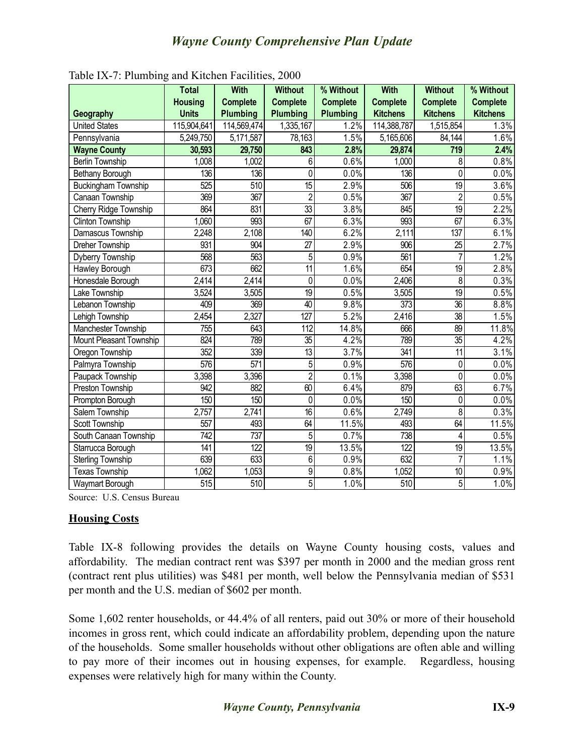Table IX-7: Plumbing and Kitchen Facilities, 2000

| Geography | Total Housing Units | With Complete Plumbing | Without Complete Plumbing | % Without Complete Plumbing | With Complete Kitchens | Without Complete Kitchens | % Without Complete Kitchens |
|---|---|---|---|---|---|---|---|
| United States | 115,904,641 | 114,569,474 | 1,335,167 | 1.2% | 114,388,787 | 1,515,854 | 1.3% |
| Pennsylvania | 5,249,750 | 5,171,587 | 78,163 | 1.5% | 5,165,606 | 84,144 | 1.6% |
| **Wayne County** | **30,593** | **29,750** | **843** | **2.8%** | **29,874** | **719** | **2.4%** |
| Berlin Township | 1,008 | 1,002 | 6 | 0.6% | 1,000 | 8 | 0.8% |
| Bethany Borough | 136 | 136 | 0 | 0.0% | 136 | 0 | 0.0% |
| Buckingham Township | 525 | 510 | 15 | 2.9% | 506 | 19 | 3.6% |
| Canaan Township | 369 | 367 | 2 | 0.5% | 367 | 2 | 0.5% |
| Cherry Ridge Township | 864 | 831 | 33 | 3.8% | 845 | 19 | 2.2% |
| Clinton Township | 1,060 | 993 | 67 | 6.3% | 993 | 67 | 6.3% |
| Damascus Township | 2,248 | 2,108 | 140 | 6.2% | 2,111 | 137 | 6.1% |
| Dreher Township | 931 | 904 | 27 | 2.9% | 906 | 25 | 2.7% |
| Dyberry Township | 568 | 563 | 5 | 0.9% | 561 | 7 | 1.2% |
| Hawley Borough | 673 | 662 | 11 | 1.6% | 654 | 19 | 2.8% |
| Honesdale Borough | 2,414 | 2,414 | 0 | 0.0% | 2,406 | 8 | 0.3% |
| Lake Township | 3,524 | 3,505 | 19 | 0.5% | 3,505 | 19 | 0.5% |
| Lebanon Township | 409 | 369 | 40 | 9.8% | 373 | 36 | 8.8% |
| Lehigh Township | 2,454 | 2,327 | 127 | 5.2% | 2,416 | 38 | 1.5% |
| Manchester Township | 755 | 643 | 112 | 14.8% | 666 | 89 | 11.8% |
| Mount Pleasant Township | 824 | 789 | 35 | 4.2% | 789 | 35 | 4.2% |
| Oregon Township | 352 | 339 | 13 | 3.7% | 341 | 11 | 3.1% |
| Palmyra Township | 576 | 571 | 5 | 0.9% | 576 | 0 | 0.0% |
| Paupack Township | 3,398 | 3,396 | 2 | 0.1% | 3,398 | 0 | 0.0% |
| Preston Township | 942 | 882 | 60 | 6.4% | 879 | 63 | 6.7% |
| Prompton Borough | 150 | 150 | 0 | 0.0% | 150 | 0 | 0.0% |
| Salem Township | 2,757 | 2,741 | 16 | 0.6% | 2,749 | 8 | 0.3% |
| Scott Township | 557 | 493 | 64 | 11.5% | 493 | 64 | 11.5% |
| South Canaan Township | 742 | 737 | 5 | 0.7% | 738 | 4 | 0.5% |
| Starrucca Borough | 141 | 122 | 19 | 13.5% | 122 | 19 | 13.5% |
| Sterling Township | 639 | 633 | 6 | 0.9% | 632 | 7 | 1.1% |
| Texas Township | 1,062 | 1,053 | 9 | 0.8% | 1,052 | 10 | 0.9% |
| Waymart Borough | 515 | 510 | 5 | 1.0% | 510 | 5 | 1.0% |

Source: U.S. Census Bureau

## Housing Costs

Table IX-8 following provides the details on Wayne County housing costs, values and affordability. The median contract rent was $397 per month in 2000 and the median gross rent (contract rent plus utilities) was $481 per month, well below the Pennsylvania median of $531 per month and the U.S. median of $602 per month.

Some 1,602 renter households, or 44.4% of all renters, paid out 30% or more of their household incomes in gross rent, which could indicate an affordability problem, depending upon the nature of the households. Some smaller households without other obligations are often able and willing to pay more of their incomes out in housing expenses, for example. Regardless, housing expenses were relatively high for many within the County.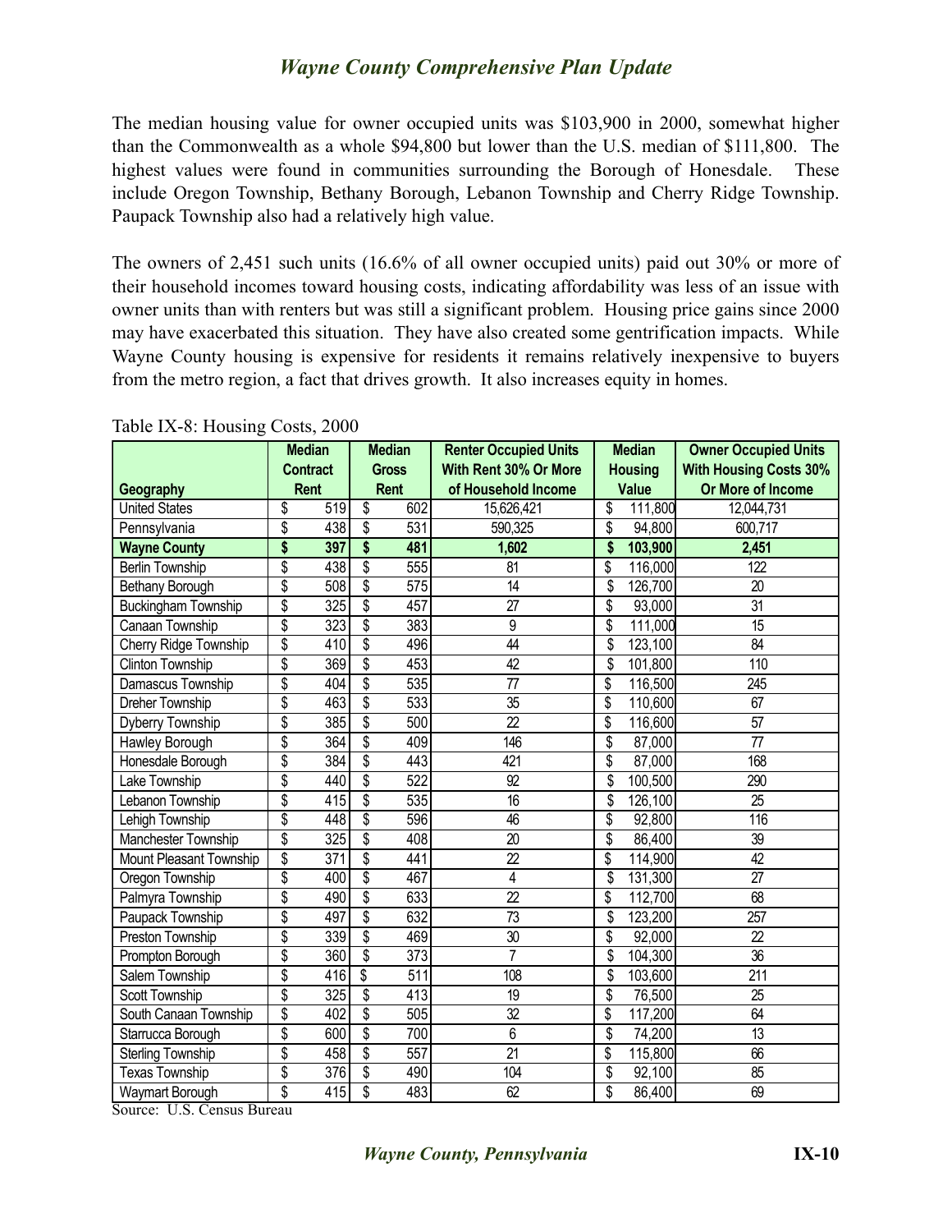The median housing value for owner occupied units was $103,900 in 2000, somewhat higher than the Commonwealth as a whole $94,800 but lower than the U.S. median of $111,800. The highest values were found in communities surrounding the Borough of Honesdale. These include Oregon Township, Bethany Borough, Lebanon Township and Cherry Ridge Township. Paupack Township also had a relatively high value.

The owners of 2,451 such units (16.6% of all owner occupied units) paid out 30% or more of their household incomes toward housing costs, indicating affordability was less of an issue with owner units than with renters but was still a significant problem. Housing price gains since 2000 may have exacerbated this situation. They have also created some gentrification impacts. While Wayne County housing is expensive for residents it remains relatively inexpensive to buyers from the metro region, a fact that drives growth. It also increases equity in homes.

Table IX-8: Housing Costs, 2000

| Geography | Median Contract Rent | Median Gross Rent | Renter Occupied Units With Rent 30% Or More of Household Income | Median Housing Value | Owner Occupied Units With Housing Costs 30% Or More of Income |
|---|---|---|---|---|---|
| United States | $ 519 | $ 602 | 15,626,421 | $ 111,800 | 12,044,731 |
| Pennsylvania | $ 438 | $ 531 | 590,325 | $ 94,800 | 600,717 |
| **Wayne County** | **$ 397** | **$ 481** | **1,602** | **$ 103,900** | **2,451** |
| Berlin Township | $ 438 | $ 555 | 81 | $ 116,000 | 122 |
| Bethany Borough | $ 508 | $ 575 | 14 | $ 126,700 | 20 |
| Buckingham Township | $ 325 | $ 457 | 27 | $ 93,000 | 31 |
| Canaan Township | $ 323 | $ 383 | 9 | $ 111,000 | 15 |
| Cherry Ridge Township | $ 410 | $ 496 | 44 | $ 123,100 | 84 |
| Clinton Township | $ 369 | $ 453 | 42 | $ 101,800 | 110 |
| Damascus Township | $ 404 | $ 535 | 77 | $ 116,500 | 245 |
| Dreher Township | $ 463 | $ 533 | 35 | $ 110,600 | 67 |
| Dyberry Township | $ 385 | $ 500 | 22 | $ 116,600 | 57 |
| Hawley Borough | $ 364 | $ 409 | 146 | $ 87,000 | 77 |
| Honesdale Borough | $ 384 | $ 443 | 421 | $ 87,000 | 168 |
| Lake Township | $ 440 | $ 522 | 92 | $ 100,500 | 290 |
| Lebanon Township | $ 415 | $ 535 | 16 | $ 126,100 | 25 |
| Lehigh Township | $ 448 | $ 596 | 46 | $ 92,800 | 116 |
| Manchester Township | $ 325 | $ 408 | 20 | $ 86,400 | 39 |
| Mount Pleasant Township | $ 371 | $ 441 | 22 | $ 114,900 | 42 |
| Oregon Township | $ 400 | $ 467 | 4 | $ 131,300 | 27 |
| Palmyra Township | $ 490 | $ 633 | 22 | $ 112,700 | 68 |
| Paupack Township | $ 497 | $ 632 | 73 | $ 123,200 | 257 |
| Preston Township | $ 339 | $ 469 | 30 | $ 92,000 | 22 |
| Prompton Borough | $ 360 | $ 373 | 7 | $ 104,300 | 36 |
| Salem Township | $ 416 | $ 511 | 108 | $ 103,600 | 211 |
| Scott Township | $ 325 | $ 413 | 19 | $ 76,500 | 25 |
| South Canaan Township | $ 402 | $ 505 | 32 | $ 117,200 | 64 |
| Starrucca Borough | $ 600 | $ 700 | 6 | $ 74,200 | 13 |
| Sterling Township | $ 458 | $ 557 | 21 | $ 115,800 | 66 |
| Texas Township | $ 376 | $ 490 | 104 | $ 92,100 | 85 |
| Waymart Borough | $ 415 | $ 483 | 62 | $ 86,400 | 69 |

Source: U.S. Census Bureau